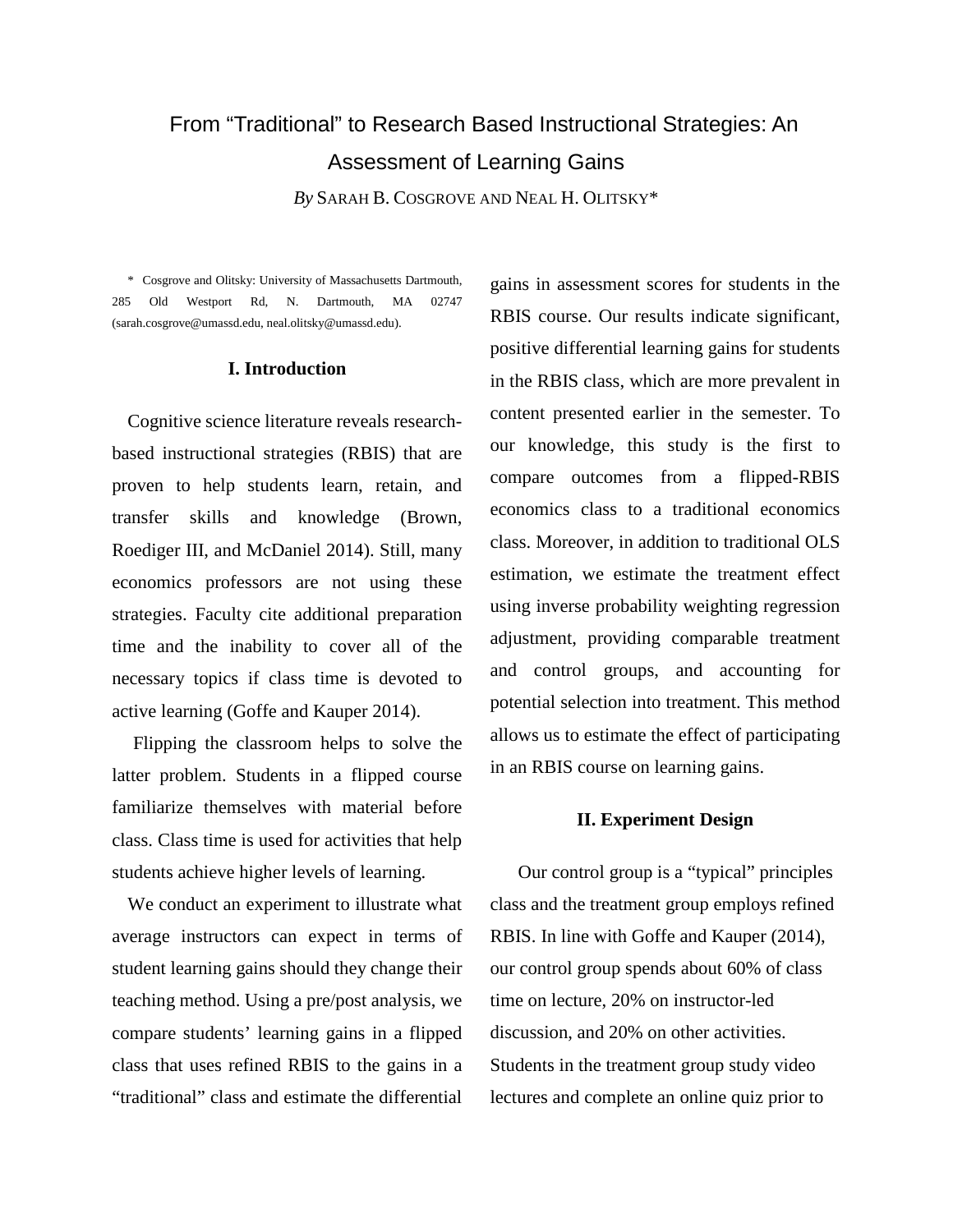# From "Traditional" to Research Based Instructional Strategies: An Assessment of Learning Gains

*By* SARAH B. COSGROVE AND NEAL H. OLITSKY*

\* Cosgrove and Olitsky: University of Massachusetts Dartmouth, 285 Old Westport Rd, N. Dartmouth, MA 02747 (sarah.cosgrove@umassd.edu, neal.olitsky@umassd.edu).

## I. Introduction

Cognitive science literature reveals research-based instructional strategies (RBIS) that are proven to help students learn, retain, and transfer skills and knowledge (Brown, Roediger III, and McDaniel 2014). Still, many economics professors are not using these strategies. Faculty cite additional preparation time and the inability to cover all of the necessary topics if class time is devoted to active learning (Goffe and Kauper 2014).

Flipping the classroom helps to solve the latter problem. Students in a flipped course familiarize themselves with material before class. Class time is used for activities that help students achieve higher levels of learning.

We conduct an experiment to illustrate what average instructors can expect in terms of student learning gains should they change their teaching method. Using a pre/post analysis, we compare students' learning gains in a flipped class that uses refined RBIS to the gains in a "traditional" class and estimate the differential gains in assessment scores for students in the RBIS course. Our results indicate significant, positive differential learning gains for students in the RBIS class, which are more prevalent in content presented earlier in the semester. To our knowledge, this study is the first to compare outcomes from a flipped-RBIS economics class to a traditional economics class. Moreover, in addition to traditional OLS estimation, we estimate the treatment effect using inverse probability weighting regression adjustment, providing comparable treatment and control groups, and accounting for potential selection into treatment. This method allows us to estimate the effect of participating in an RBIS course on learning gains.

## II. Experiment Design

Our control group is a "typical" principles class and the treatment group employs refined RBIS. In line with Goffe and Kauper (2014), our control group spends about 60% of class time on lecture, 20% on instructor-led discussion, and 20% on other activities. Students in the treatment group study video lectures and complete an online quiz prior to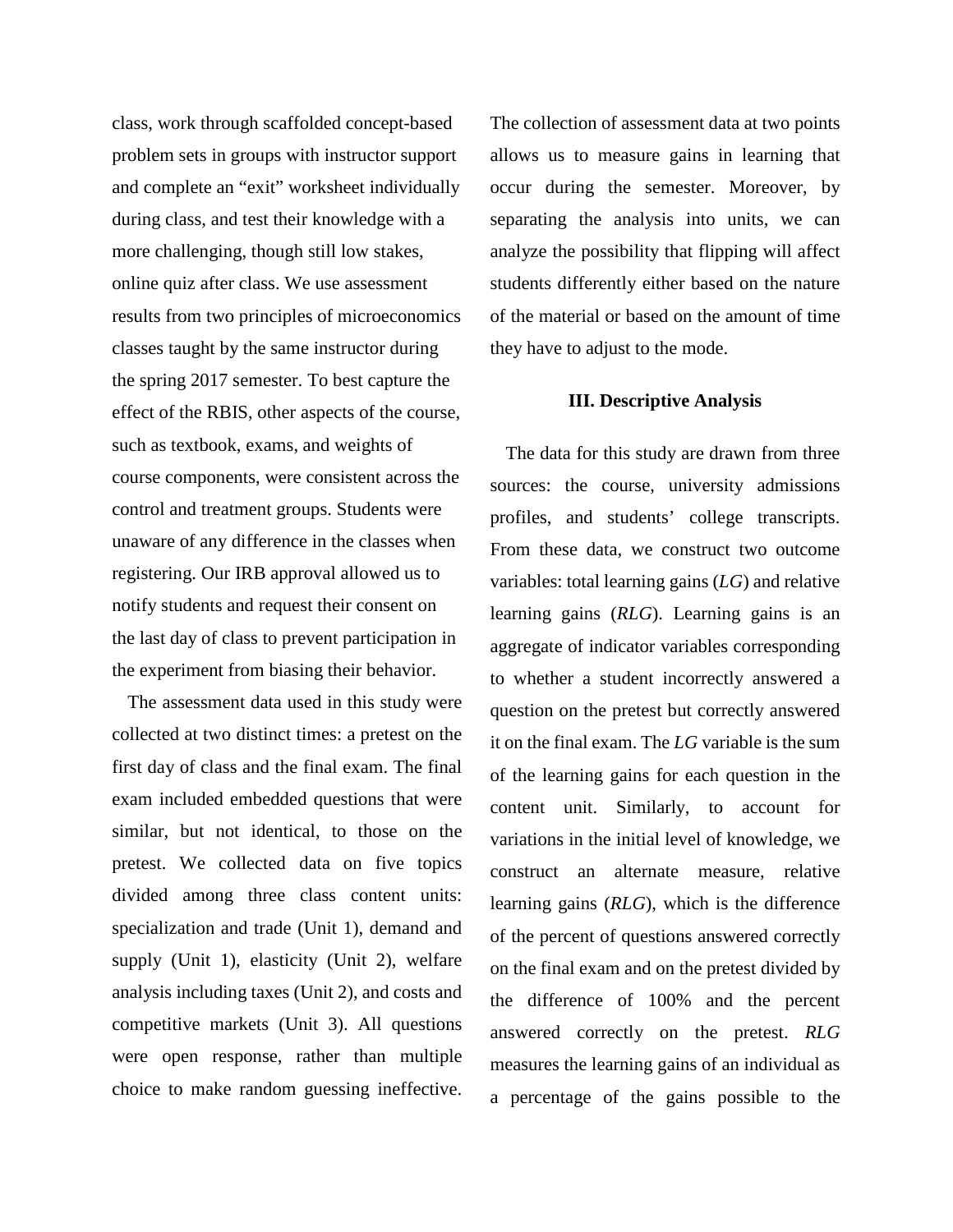class, work through scaffolded concept-based problem sets in groups with instructor support and complete an "exit" worksheet individually during class, and test their knowledge with a more challenging, though still low stakes, online quiz after class. We use assessment results from two principles of microeconomics classes taught by the same instructor during the spring 2017 semester. To best capture the effect of the RBIS, other aspects of the course, such as textbook, exams, and weights of course components, were consistent across the control and treatment groups. Students were unaware of any difference in the classes when registering. Our IRB approval allowed us to notify students and request their consent on the last day of class to prevent participation in the experiment from biasing their behavior.

The assessment data used in this study were collected at two distinct times: a pretest on the first day of class and the final exam. The final exam included embedded questions that were similar, but not identical, to those on the pretest. We collected data on five topics divided among three class content units: specialization and trade (Unit 1), demand and supply (Unit 1), elasticity (Unit 2), welfare analysis including taxes (Unit 2), and costs and competitive markets (Unit 3). All questions were open response, rather than multiple choice to make random guessing ineffective. The collection of assessment data at two points allows us to measure gains in learning that occur during the semester. Moreover, by separating the analysis into units, we can analyze the possibility that flipping will affect students differently either based on the nature of the material or based on the amount of time they have to adjust to the mode.

## III. Descriptive Analysis

The data for this study are drawn from three sources: the course, university admissions profiles, and students' college transcripts. From these data, we construct two outcome variables: total learning gains (*LG*) and relative learning gains (*RLG*). Learning gains is an aggregate of indicator variables corresponding to whether a student incorrectly answered a question on the pretest but correctly answered it on the final exam. The *LG* variable is the sum of the learning gains for each question in the content unit. Similarly, to account for variations in the initial level of knowledge, we construct an alternate measure, relative learning gains (*RLG*), which is the difference of the percent of questions answered correctly on the final exam and on the pretest divided by the difference of 100% and the percent answered correctly on the pretest. *RLG* measures the learning gains of an individual as a percentage of the gains possible to the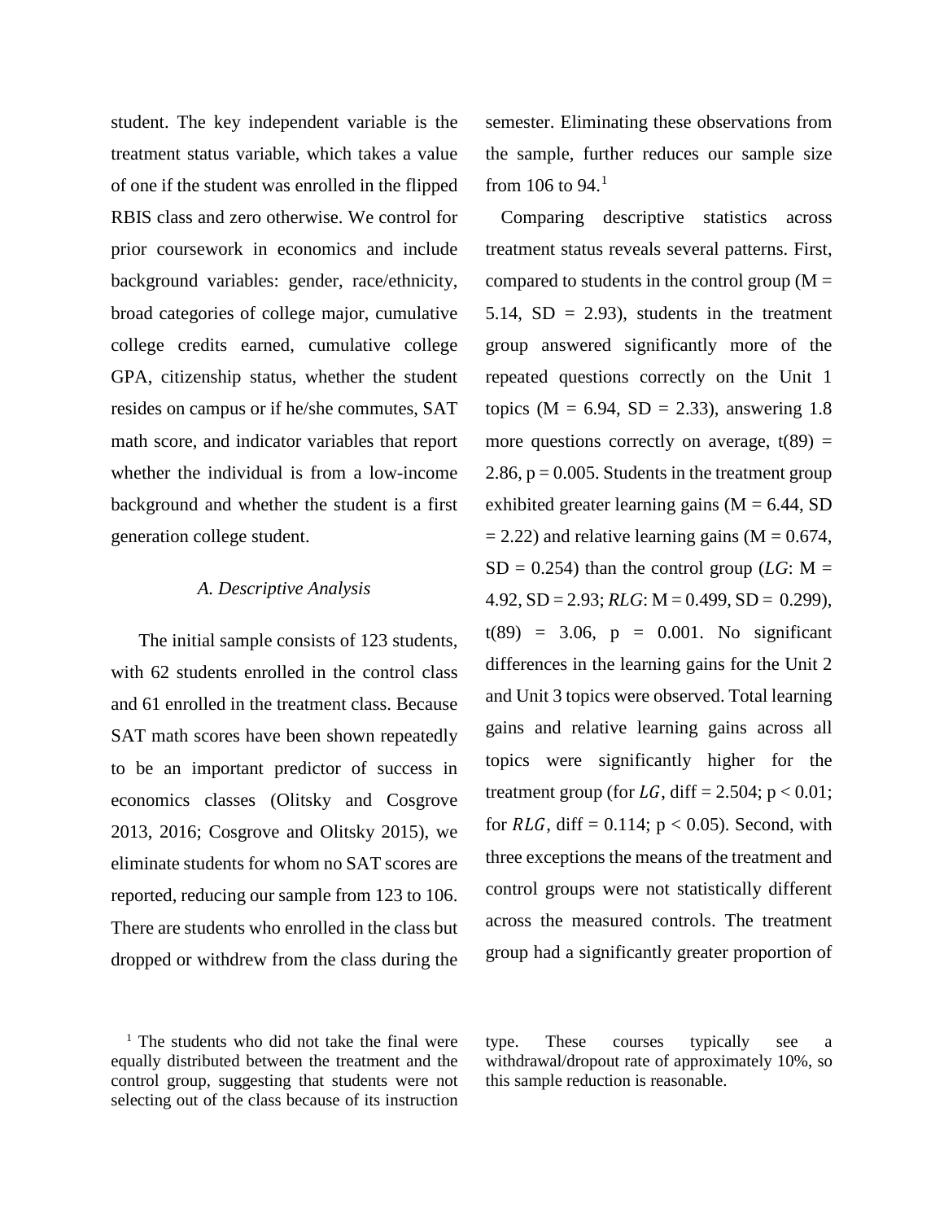student. The key independent variable is the treatment status variable, which takes a value of one if the student was enrolled in the flipped RBIS class and zero otherwise. We control for prior coursework in economics and include background variables: gender, race/ethnicity, broad categories of college major, cumulative college credits earned, cumulative college GPA, citizenship status, whether the student resides on campus or if he/she commutes, SAT math score, and indicator variables that report whether the individual is from a low-income background and whether the student is a first generation college student.

### *A. Descriptive Analysis*

The initial sample consists of 123 students, with 62 students enrolled in the control class and 61 enrolled in the treatment class. Because SAT math scores have been shown repeatedly to be an important predictor of success in economics classes (Olitsky and Cosgrove 2013, 2016; Cosgrove and Olitsky 2015), we eliminate students for whom no SAT scores are reported, reducing our sample from 123 to 106. There are students who enrolled in the class but dropped or withdrew from the class during the semester. Eliminating these observations from the sample, further reduces our sample size from 106 to 94.[1]

Comparing descriptive statistics across treatment status reveals several patterns. First, compared to students in the control group (M = 5.14, SD = 2.93), students in the treatment group answered significantly more of the repeated questions correctly on the Unit 1 topics (M = 6.94, SD = 2.33), answering 1.8 more questions correctly on average, $t(89) = 2.86$, $p = 0.005$. Students in the treatment group exhibited greater learning gains (M = 6.44, SD = 2.22) and relative learning gains (M = 0.674, SD = 0.254) than the control group (*LG*: M = 4.92, SD = 2.93; *RLG*: M = 0.499, SD = 0.299), $t(89) = 3.06$, $p = 0.001$. No significant differences in the learning gains for the Unit 2 and Unit 3 topics were observed. Total learning gains and relative learning gains across all topics were significantly higher for the treatment group (for $LG$, diff = 2.504; $p < 0.01$; for $RLG$, diff = 0.114; $p < 0.05$). Second, with three exceptions the means of the treatment and control groups were not statistically different across the measured controls. The treatment group had a significantly greater proportion of

[1] The students who did not take the final were equally distributed between the treatment and the control group, suggesting that students were not selecting out of the class because of its instruction type. These courses typically see a withdrawal/dropout rate of approximately 10%, so this sample reduction is reasonable.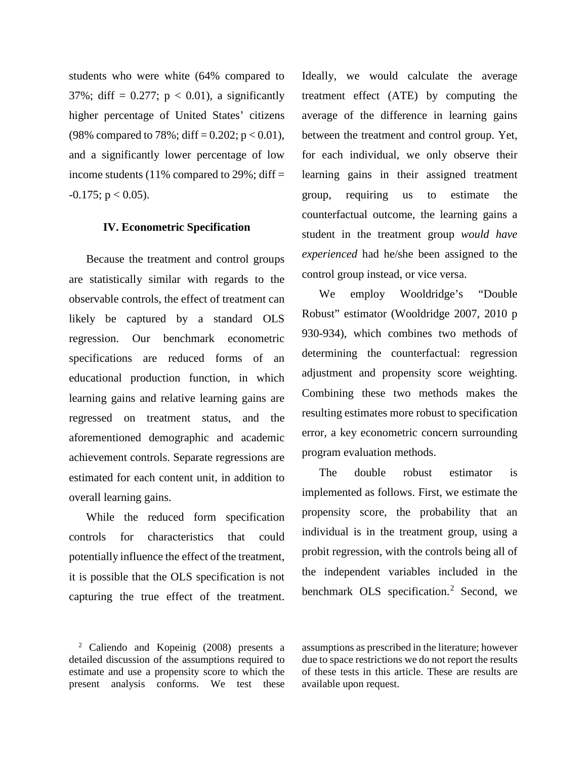students who were white (64% compared to 37%; diff = 0.277; $p < 0.01$), a significantly higher percentage of United States' citizens (98% compared to 78%; diff = 0.202; $p < 0.01$), and a significantly lower percentage of low income students (11% compared to 29%; diff = -0.175; $p < 0.05$).

## IV. Econometric Specification

Because the treatment and control groups are statistically similar with regards to the observable controls, the effect of treatment can likely be captured by a standard OLS regression. Our benchmark econometric specifications are reduced forms of an educational production function, in which learning gains and relative learning gains are regressed on treatment status, and the aforementioned demographic and academic achievement controls. Separate regressions are estimated for each content unit, in addition to overall learning gains.

While the reduced form specification controls for characteristics that could potentially influence the effect of the treatment, it is possible that the OLS specification is not capturing the true effect of the treatment. Ideally, we would calculate the average treatment effect (ATE) by computing the average of the difference in learning gains between the treatment and control group. Yet, for each individual, we only observe their learning gains in their assigned treatment group, requiring us to estimate the counterfactual outcome, the learning gains a student in the treatment group *would have experienced* had he/she been assigned to the control group instead, or vice versa.

We employ Wooldridge's "Double Robust" estimator (Wooldridge 2007, 2010 p 930-934), which combines two methods of determining the counterfactual: regression adjustment and propensity score weighting. Combining these two methods makes the resulting estimates more robust to specification error, a key econometric concern surrounding program evaluation methods.

The double robust estimator is implemented as follows. First, we estimate the propensity score, the probability that an individual is in the treatment group, using a probit regression, with the controls being all of the independent variables included in the benchmark OLS specification.[2] Second, we

[2] Caliendo and Kopeinig (2008) presents a detailed discussion of the assumptions required to estimate and use a propensity score to which the present analysis conforms. We test these assumptions as prescribed in the literature; however due to space restrictions we do not report the results of these tests in this article. These are results are available upon request.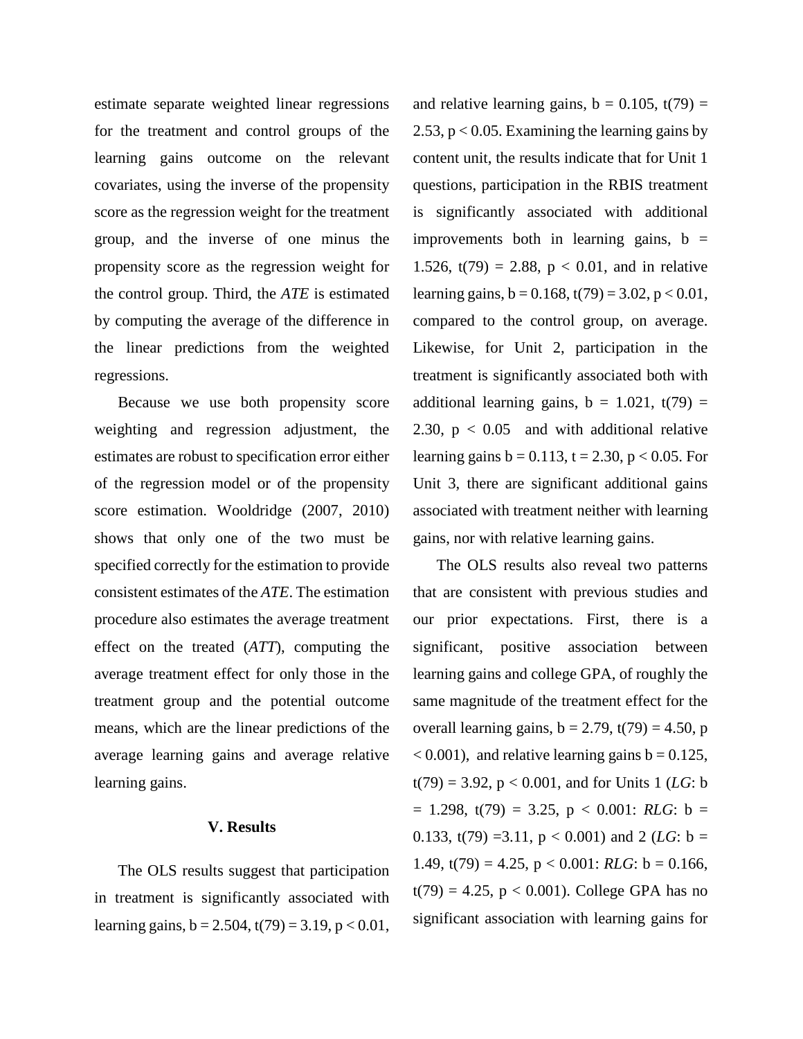estimate separate weighted linear regressions for the treatment and control groups of the learning gains outcome on the relevant covariates, using the inverse of the propensity score as the regression weight for the treatment group, and the inverse of one minus the propensity score as the regression weight for the control group. Third, the *ATE* is estimated by computing the average of the difference in the linear predictions from the weighted regressions.

Because we use both propensity score weighting and regression adjustment, the estimates are robust to specification error either of the regression model or of the propensity score estimation. Wooldridge (2007, 2010) shows that only one of the two must be specified correctly for the estimation to provide consistent estimates of the *ATE*. The estimation procedure also estimates the average treatment effect on the treated (*ATT*), computing the average treatment effect for only those in the treatment group and the potential outcome means, which are the linear predictions of the average learning gains and average relative learning gains.

## V. Results

The OLS results suggest that participation in treatment is significantly associated with learning gains, $b = 2.504$, $t(79) = 3.19$, $p < 0.01$, and relative learning gains, $b = 0.105$, $t(79) = 2.53$, $p < 0.05$. Examining the learning gains by content unit, the results indicate that for Unit 1 questions, participation in the RBIS treatment is significantly associated with additional improvements both in learning gains, $b = 1.526$, $t(79) = 2.88$, $p < 0.01$, and in relative learning gains, $b = 0.168$, $t(79) = 3.02$, $p < 0.01$, compared to the control group, on average. Likewise, for Unit 2, participation in the treatment is significantly associated both with additional learning gains, $b = 1.021$, $t(79) = 2.30$, $p < 0.05$ and with additional relative learning gains $b = 0.113$, $t = 2.30$, $p < 0.05$. For Unit 3, there are significant additional gains associated with treatment neither with learning gains, nor with relative learning gains.

The OLS results also reveal two patterns that are consistent with previous studies and our prior expectations. First, there is a significant, positive association between learning gains and college GPA, of roughly the same magnitude of the treatment effect for the overall learning gains, $b = 2.79$, $t(79) = 4.50$, $p < 0.001$), and relative learning gains $b = 0.125$, $t(79) = 3.92$, $p < 0.001$, and for Units 1 (*LG*: $b = 1.298$, $t(79) = 3.25$, $p < 0.001$: *RLG*: $b = 0.133$, $t(79) = 3.11$, $p < 0.001$) and 2 (*LG*: $b = 1.49$, $t(79) = 4.25$, $p < 0.001$: *RLG*: $b = 0.166$, $t(79) = 4.25$, $p < 0.001$). College GPA has no significant association with learning gains for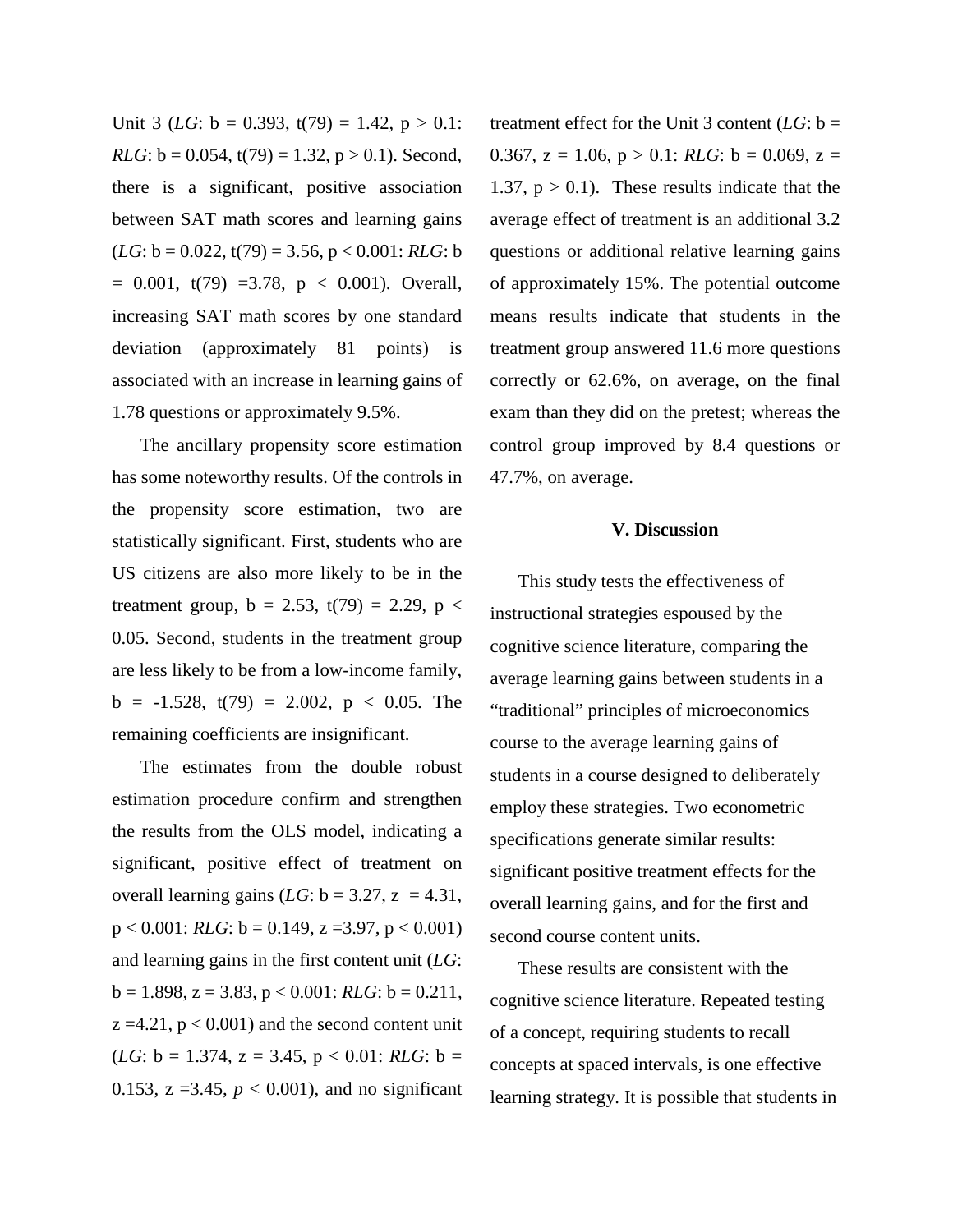Unit 3 (*LG*: b = 0.393, $t(79) = 1.42$, $p > 0.1$: *RLG*: b = 0.054, $t(79) = 1.32$, $p > 0.1$). Second, there is a significant, positive association between SAT math scores and learning gains (*LG*: b = 0.022, $t(79) = 3.56$, $p < 0.001$: *RLG*: b = 0.001, $t(79) = 3.78$, $p < 0.001$). Overall, increasing SAT math scores by one standard deviation (approximately 81 points) is associated with an increase in learning gains of 1.78 questions or approximately 9.5%.

The ancillary propensity score estimation has some noteworthy results. Of the controls in the propensity score estimation, two are statistically significant. First, students who are US citizens are also more likely to be in the treatment group, b = 2.53, $t(79) = 2.29$, $p < 0.05$. Second, students in the treatment group are less likely to be from a low-income family, b = -1.528, $t(79) = 2.002$, $p < 0.05$. The remaining coefficients are insignificant.

The estimates from the double robust estimation procedure confirm and strengthen the results from the OLS model, indicating a significant, positive effect of treatment on overall learning gains (*LG*: b = 3.27, $z = 4.31$, $p < 0.001$: *RLG*: b = 0.149, $z = 3.97$, $p < 0.001$) and learning gains in the first content unit (*LG*: b = 1.898, $z = 3.83$, $p < 0.001$: *RLG*: b = 0.211, $z = 4.21$, $p < 0.001$) and the second content unit (*LG*: b = 1.374, $z = 3.45$, $p < 0.01$: *RLG*: b = 0.153, $z = 3.45$, $p < 0.001$), and no significant treatment effect for the Unit 3 content (*LG*: b = 0.367, $z = 1.06$, $p > 0.1$: *RLG*: b = 0.069, $z = 1.37$, $p > 0.1$). These results indicate that the average effect of treatment is an additional 3.2 questions or additional relative learning gains of approximately 15%. The potential outcome means results indicate that students in the treatment group answered 11.6 more questions correctly or 62.6%, on average, on the final exam than they did on the pretest; whereas the control group improved by 8.4 questions or 47.7%, on average.

## V. Discussion

This study tests the effectiveness of instructional strategies espoused by the cognitive science literature, comparing the average learning gains between students in a "traditional" principles of microeconomics course to the average learning gains of students in a course designed to deliberately employ these strategies. Two econometric specifications generate similar results: significant positive treatment effects for the overall learning gains, and for the first and second course content units.

These results are consistent with the cognitive science literature. Repeated testing of a concept, requiring students to recall concepts at spaced intervals, is one effective learning strategy. It is possible that students in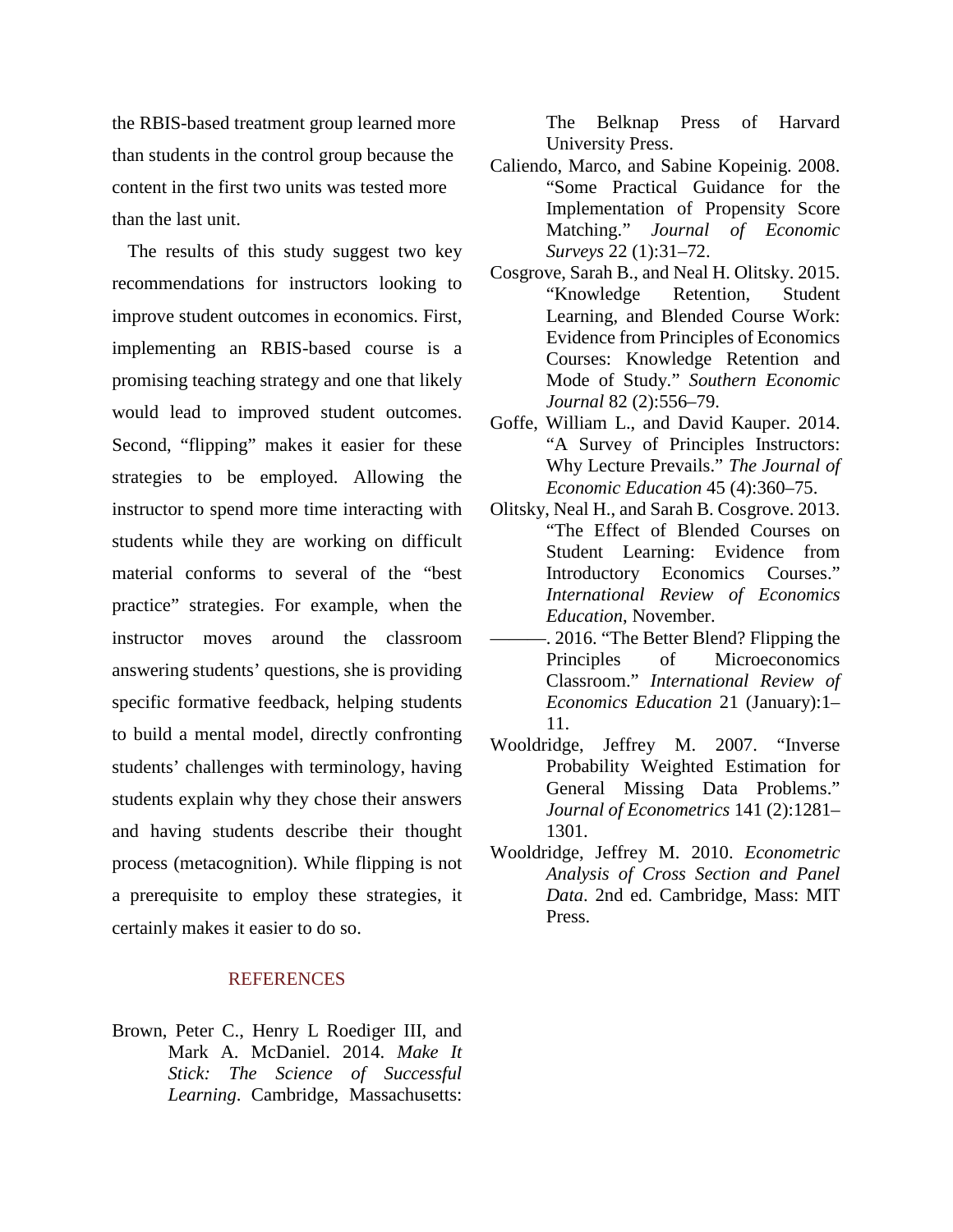the RBIS-based treatment group learned more than students in the control group because the content in the first two units was tested more than the last unit.

The results of this study suggest two key recommendations for instructors looking to improve student outcomes in economics. First, implementing an RBIS-based course is a promising teaching strategy and one that likely would lead to improved student outcomes. Second, "flipping" makes it easier for these strategies to be employed. Allowing the instructor to spend more time interacting with students while they are working on difficult material conforms to several of the "best practice" strategies. For example, when the instructor moves around the classroom answering students' questions, she is providing specific formative feedback, helping students to build a mental model, directly confronting students' challenges with terminology, having students explain why they chose their answers and having students describe their thought process (metacognition). While flipping is not a prerequisite to employ these strategies, it certainly makes it easier to do so.

## REFERENCES

Brown, Peter C., Henry L Roediger III, and Mark A. McDaniel. 2014. *Make It Stick: The Science of Successful Learning*. Cambridge, Massachusetts: The Belknap Press of Harvard University Press.

Caliendo, Marco, and Sabine Kopeinig. 2008. "Some Practical Guidance for the Implementation of Propensity Score Matching." *Journal of Economic Surveys* 22 (1):31–72.

Cosgrove, Sarah B., and Neal H. Olitsky. 2015. "Knowledge Retention, Student Learning, and Blended Course Work: Evidence from Principles of Economics Courses: Knowledge Retention and Mode of Study." *Southern Economic Journal* 82 (2):556–79.

Goffe, William L., and David Kauper. 2014. "A Survey of Principles Instructors: Why Lecture Prevails." *The Journal of Economic Education* 45 (4):360–75.

Olitsky, Neal H., and Sarah B. Cosgrove. 2013. "The Effect of Blended Courses on Student Learning: Evidence from Introductory Economics Courses." *International Review of Economics Education*, November.

———. 2016. "The Better Blend? Flipping the Principles of Microeconomics Classroom." *International Review of Economics Education* 21 (January):1–11.

Wooldridge, Jeffrey M. 2007. "Inverse Probability Weighted Estimation for General Missing Data Problems." *Journal of Econometrics* 141 (2):1281–1301.

Wooldridge, Jeffrey M. 2010. *Econometric Analysis of Cross Section and Panel Data*. 2nd ed. Cambridge, Mass: MIT Press.